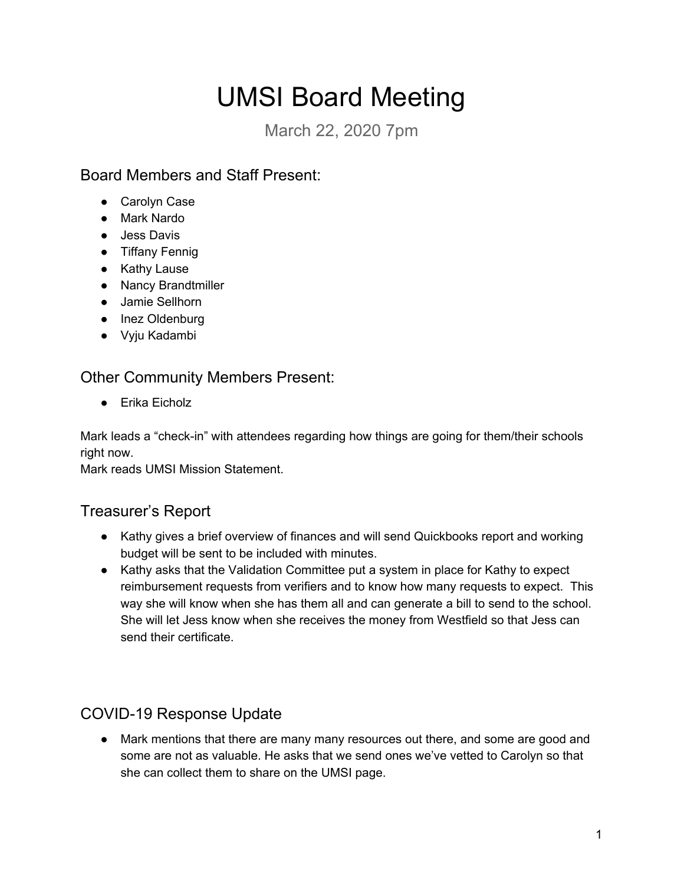# UMSI Board Meeting

March 22, 2020 7pm

## Board Members and Staff Present:

- Carolyn Case
- Mark Nardo
- Jess Davis
- Tiffany Fennig
- Kathy Lause
- Nancy Brandtmiller
- Jamie Sellhorn
- Inez Oldenburg
- Vyju Kadambi

## Other Community Members Present:

- Erika Eicholz

Mark leads a "check-in" with attendees regarding how things are going for them/their schools right now.
Mark reads UMSI Mission Statement.

## Treasurer's Report

- Kathy gives a brief overview of finances and will send Quickbooks report and working budget will be sent to be included with minutes.
- Kathy asks that the Validation Committee put a system in place for Kathy to expect reimbursement requests from verifiers and to know how many requests to expect. This way she will know when she has them all and can generate a bill to send to the school. She will let Jess know when she receives the money from Westfield so that Jess can send their certificate.

## COVID-19 Response Update

- Mark mentions that there are many many resources out there, and some are good and some are not as valuable. He asks that we send ones we've vetted to Carolyn so that she can collect them to share on the UMSI page.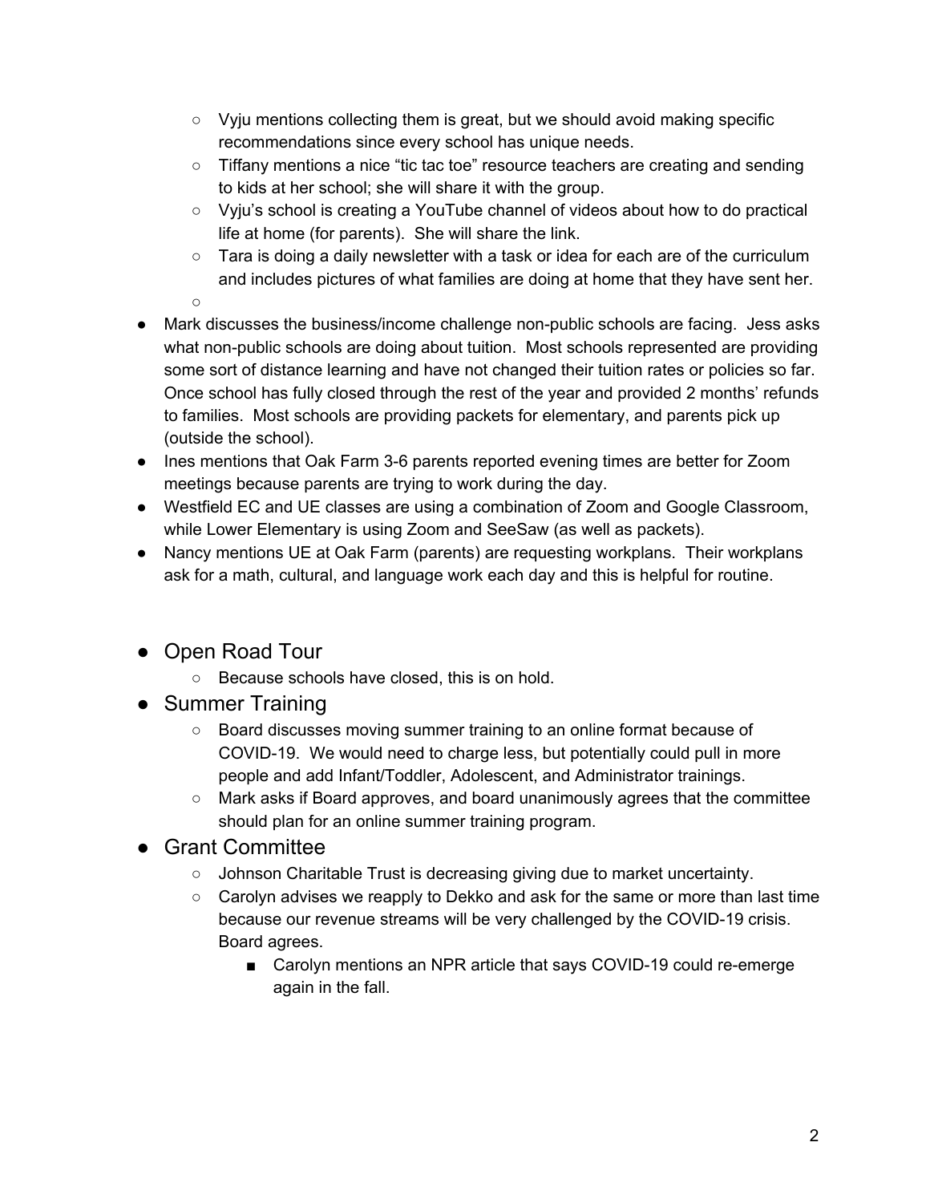- Vyju mentions collecting them is great, but we should avoid making specific recommendations since every school has unique needs.
    - Tiffany mentions a nice "tic tac toe" resource teachers are creating and sending to kids at her school; she will share it with the group.
    - Vyju's school is creating a YouTube channel of videos about how to do practical life at home (for parents). She will share the link.
    - Tara is doing a daily newsletter with a task or idea for each are of the curriculum and includes pictures of what families are doing at home that they have sent her.
    - 
- Mark discusses the business/income challenge non-public schools are facing. Jess asks what non-public schools are doing about tuition. Most schools represented are providing some sort of distance learning and have not changed their tuition rates or policies so far. Once school has fully closed through the rest of the year and provided 2 months' refunds to families. Most schools are providing packets for elementary, and parents pick up (outside the school).
- Ines mentions that Oak Farm 3-6 parents reported evening times are better for Zoom meetings because parents are trying to work during the day.
- Westfield EC and UE classes are using a combination of Zoom and Google Classroom, while Lower Elementary is using Zoom and SeeSaw (as well as packets).
- Nancy mentions UE at Oak Farm (parents) are requesting workplans. Their workplans ask for a math, cultural, and language work each day and this is helpful for routine.

- Open Road Tour
    - Because schools have closed, this is on hold.
- Summer Training
    - Board discusses moving summer training to an online format because of COVID-19. We would need to charge less, but potentially could pull in more people and add Infant/Toddler, Adolescent, and Administrator trainings.
    - Mark asks if Board approves, and board unanimously agrees that the committee should plan for an online summer training program.
- Grant Committee
    - Johnson Charitable Trust is decreasing giving due to market uncertainty.
    - Carolyn advises we reapply to Dekko and ask for the same or more than last time because our revenue streams will be very challenged by the COVID-19 crisis. Board agrees.
        - Carolyn mentions an NPR article that says COVID-19 could re-emerge again in the fall.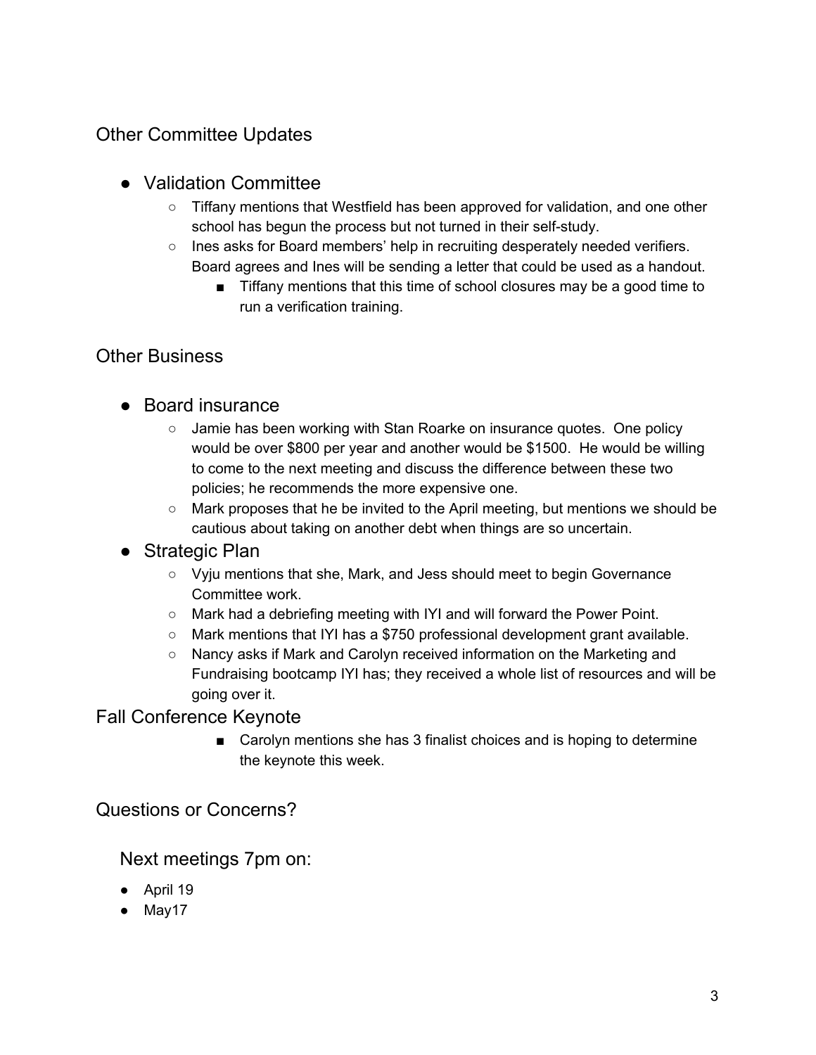## Other Committee Updates

- Validation Committee
    - Tiffany mentions that Westfield has been approved for validation, and one other school has begun the process but not turned in their self-study.
    - Ines asks for Board members' help in recruiting desperately needed verifiers. Board agrees and Ines will be sending a letter that could be used as a handout.
        - Tiffany mentions that this time of school closures may be a good time to run a verification training.

## Other Business

- Board insurance
    - Jamie has been working with Stan Roarke on insurance quotes. One policy would be over $800 per year and another would be $1500. He would be willing to come to the next meeting and discuss the difference between these two policies; he recommends the more expensive one.
    - Mark proposes that he be invited to the April meeting, but mentions we should be cautious about taking on another debt when things are so uncertain.
- Strategic Plan
    - Vyju mentions that she, Mark, and Jess should meet to begin Governance Committee work.
    - Mark had a debriefing meeting with IYI and will forward the Power Point.
    - Mark mentions that IYI has a $750 professional development grant available.
    - Nancy asks if Mark and Carolyn received information on the Marketing and Fundraising bootcamp IYI has; they received a whole list of resources and will be going over it.

## Fall Conference Keynote

- Carolyn mentions she has 3 finalist choices and is hoping to determine the keynote this week.

## Questions or Concerns?

### Next meetings 7pm on:

- April 19
- May17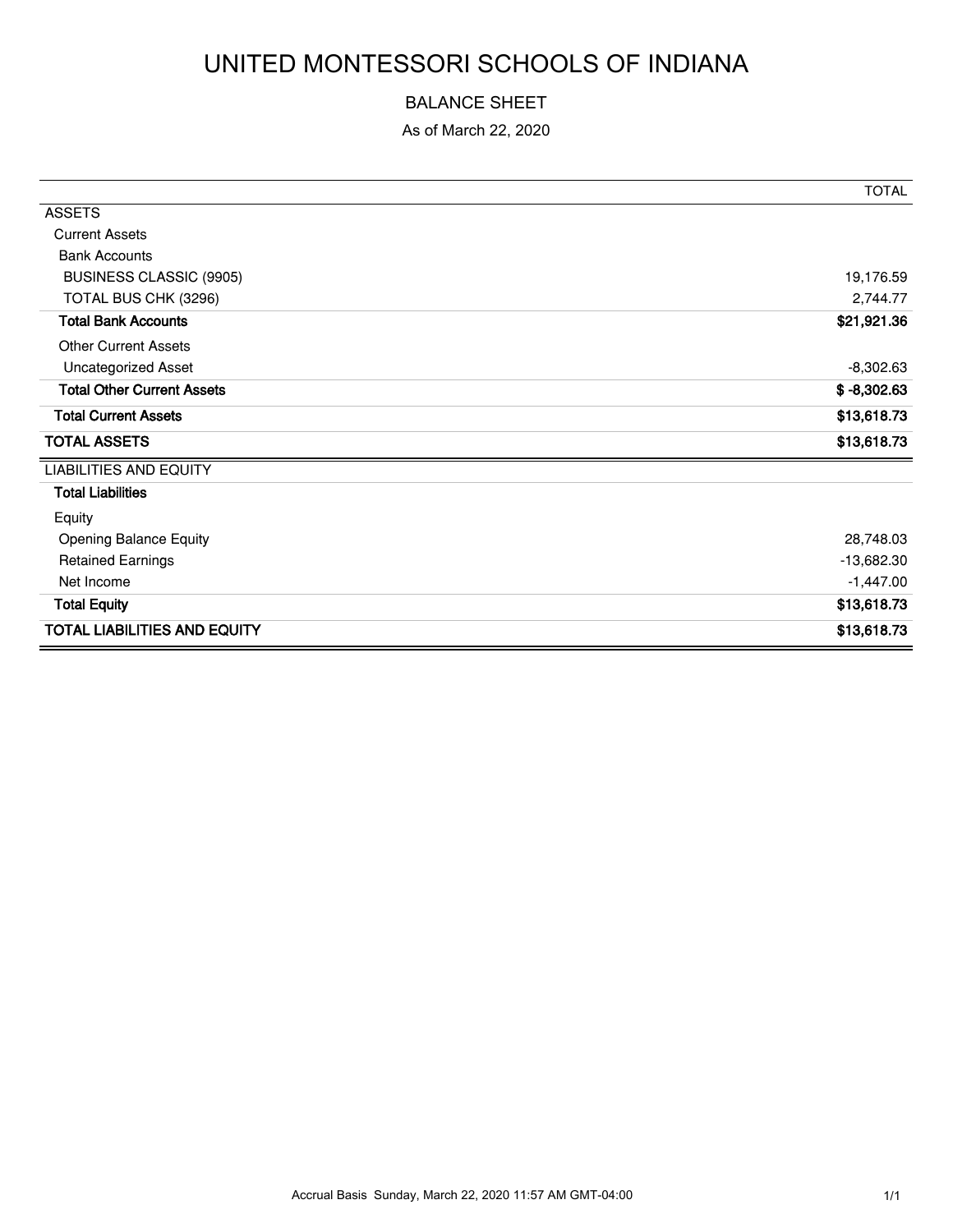# UNITED MONTESSORI SCHOOLS OF INDIANA

BALANCE SHEET

As of March 22, 2020

| | TOTAL |
|---|---|
| ASSETS | |
| Current Assets | |
| Bank Accounts | |
| BUSINESS CLASSIC (9905) | 19,176.59 |
| TOTAL BUS CHK (3296) | 2,744.77 |
| **Total Bank Accounts** | **$21,921.36** |
| Other Current Assets | |
| Uncategorized Asset | -8,302.63 |
| **Total Other Current Assets** | **$ -8,302.63** |
| **Total Current Assets** | **$13,618.73** |
| **TOTAL ASSETS** | **$13,618.73** |
| LIABILITIES AND EQUITY | |
| **Total Liabilities** | |
| Equity | |
| Opening Balance Equity | 28,748.03 |
| Retained Earnings | -13,682.30 |
| Net Income | -1,447.00 |
| **Total Equity** | **$13,618.73** |
| **TOTAL LIABILITIES AND EQUITY** | **$13,618.73** |

Accrual Basis Sunday, March 22, 2020 11:57 AM GMT-04:00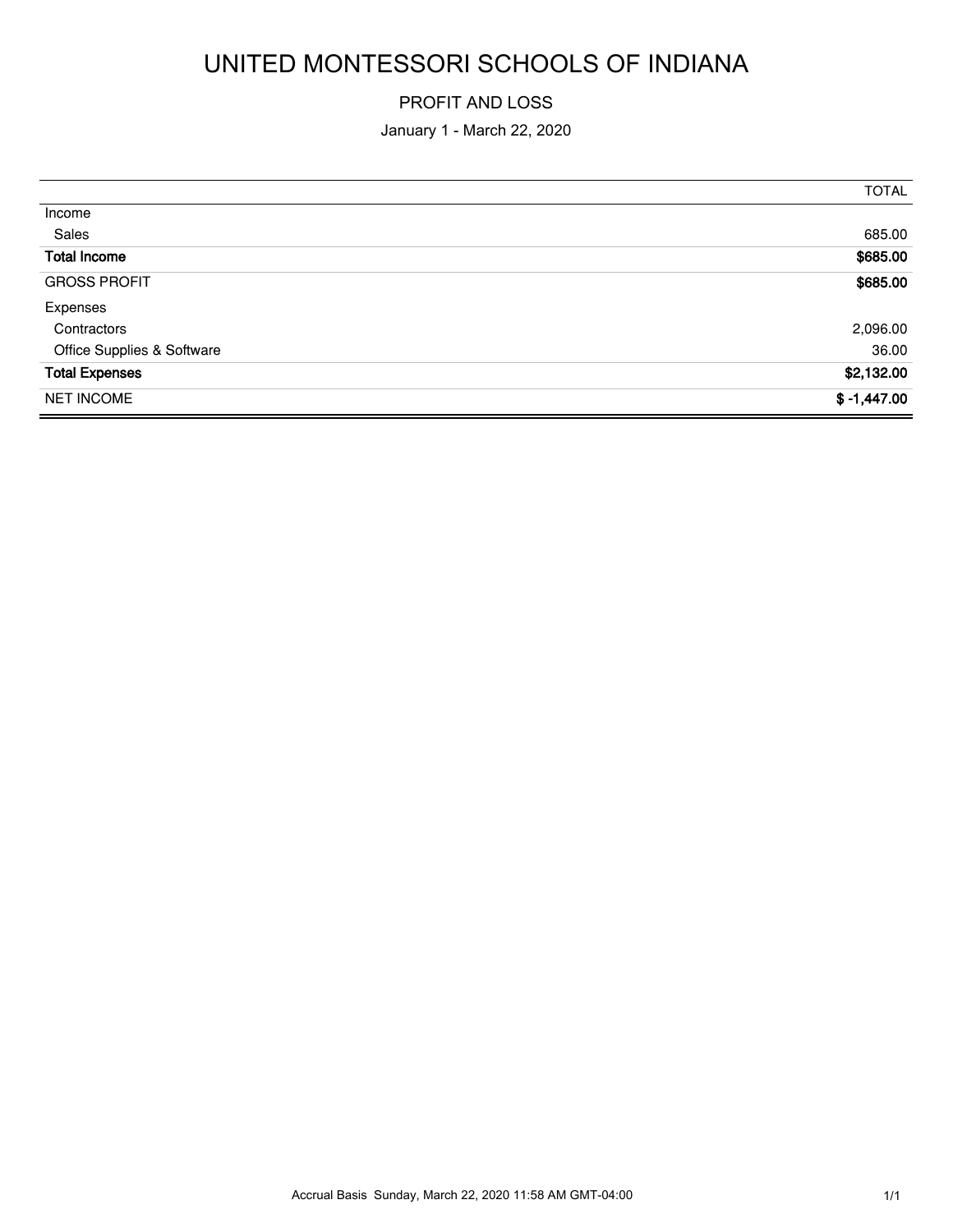# UNITED MONTESSORI SCHOOLS OF INDIANA

## PROFIT AND LOSS

January 1 - March 22, 2020

| | TOTAL |
|---|---|
| Income | |
| Sales | 685.00 |
| **Total Income** | **$685.00** |
| GROSS PROFIT | **$685.00** |
| Expenses | |
| Contractors | 2,096.00 |
| Office Supplies & Software | 36.00 |
| **Total Expenses** | **$2,132.00** |
| NET INCOME | **$ -1,447.00** |

Accrual Basis Sunday, March 22, 2020 11:58 AM GMT-04:00